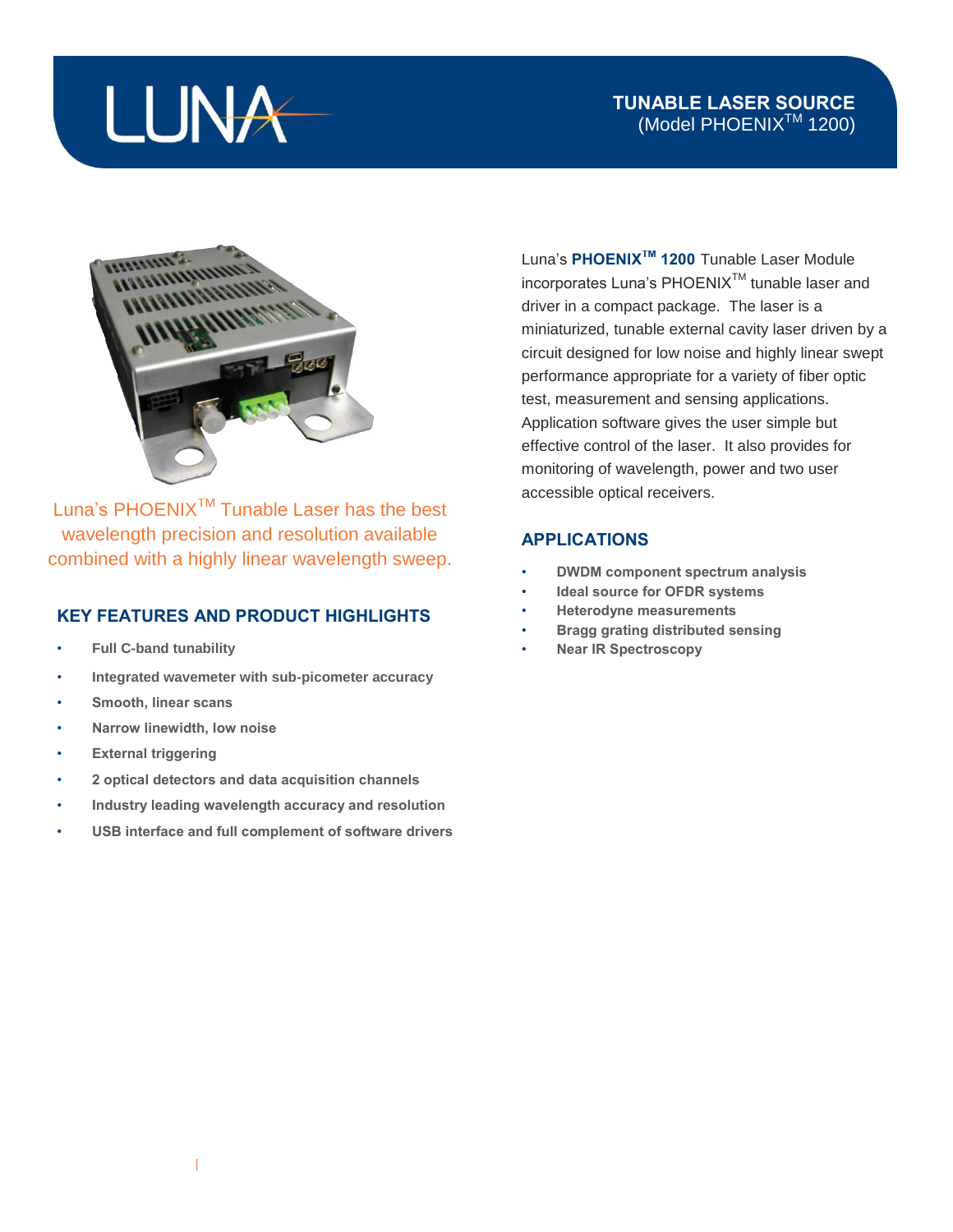# TUNABLE LASER SOURCE
(Model PHOENIX™ 1200)

Luna's PHOENIX™ Tunable Laser has the best wavelength precision and resolution available combined with a highly linear wavelength sweep.

## KEY FEATURES AND PRODUCT HIGHLIGHTS

- **Full C-band tunability**
- **Integrated wavemeter with sub-picometer accuracy**
- **Smooth, linear scans**
- **Narrow linewidth, low noise**
- **External triggering**
- **2 optical detectors and data acquisition channels**
- **Industry leading wavelength accuracy and resolution**
- **USB interface and full complement of software drivers**

Luna's **PHOENIX™ 1200** Tunable Laser Module incorporates Luna's PHOENIX™ tunable laser and driver in a compact package. The laser is a miniaturized, tunable external cavity laser driven by a circuit designed for low noise and highly linear swept performance appropriate for a variety of fiber optic test, measurement and sensing applications. Application software gives the user simple but effective control of the laser. It also provides for monitoring of wavelength, power and two user accessible optical receivers.

## APPLICATIONS

- **DWDM component spectrum analysis**
- **Ideal source for OFDR systems**
- **Heterodyne measurements**
- **Bragg grating distributed sensing**
- **Near IR Spectroscopy**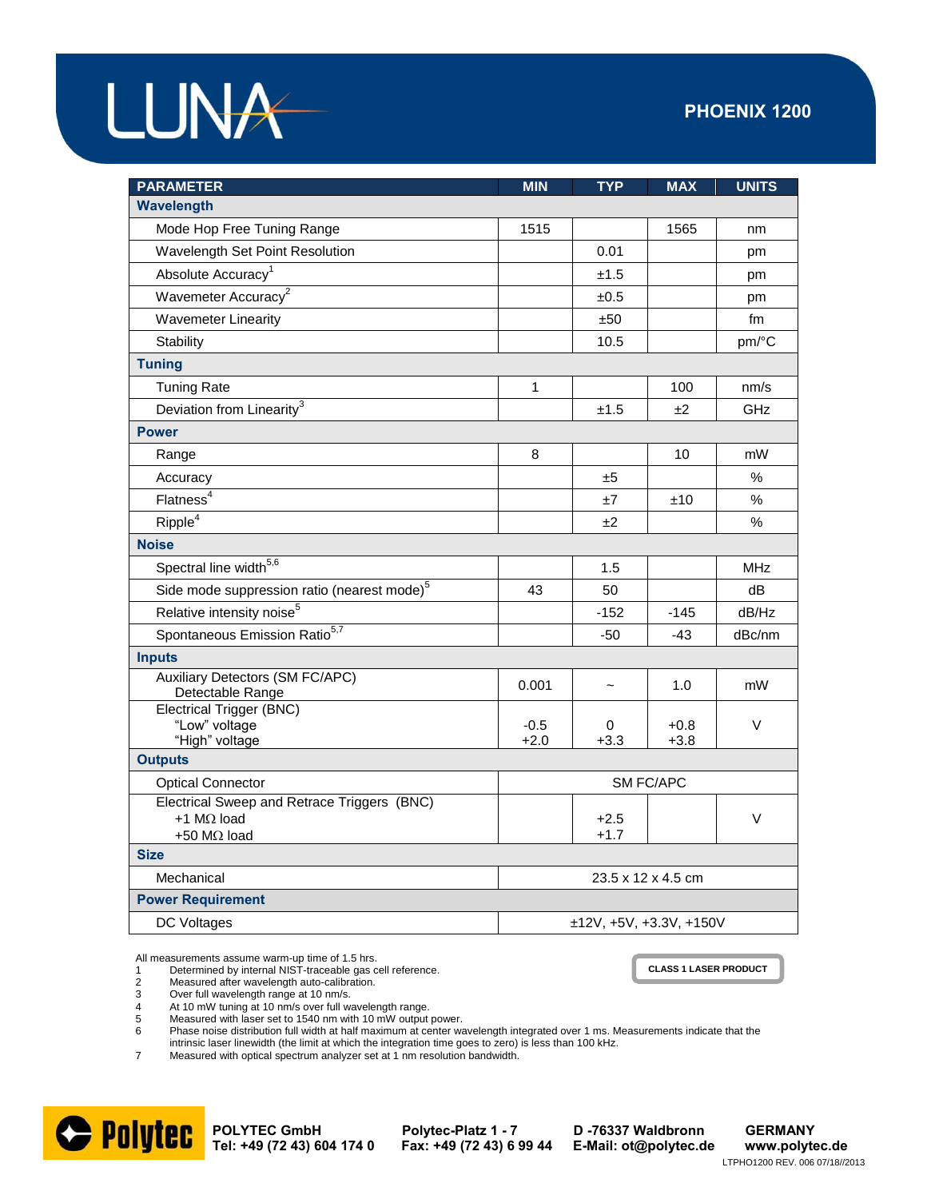## PHOENIX 1200

| PARAMETER | MIN | TYP | MAX | UNITS |
|---|---|---|---|---|
| **Wavelength** | | | | |
| Mode Hop Free Tuning Range | 1515 | | 1565 | nm |
| Wavelength Set Point Resolution | | 0.01 | | pm |
| Absolute Accuracy[1] | | ±1.5 | | pm |
| Wavemeter Accuracy[2] | | ±0.5 | | pm |
| Wavemeter Linearity | | ±50 | | fm |
| Stability | | 10.5 | | pm/°C |
| **Tuning** | | | | |
| Tuning Rate | 1 | | 100 | nm/s |
| Deviation from Linearity[3] | | ±1.5 | ±2 | GHz |
| **Power** | | | | |
| Range | 8 | | 10 | mW |
| Accuracy | | ±5 | | % |
| Flatness[4] | | ±7 | ±10 | % |
| Ripple[4] | | ±2 | | % |
| **Noise** | | | | |
| Spectral line width[5,6] | | 1.5 | | MHz |
| Side mode suppression ratio (nearest mode)[5] | 43 | 50 | | dB |
| Relative intensity noise[5] | | -152 | -145 | dB/Hz |
| Spontaneous Emission Ratio[5,7] | | -50 | -43 | dBc/nm |
| **Inputs** | | | | |
| Auxiliary Detectors (SM FC/APC) Detectable Range | 0.001 | ~ | 1.0 | mW |
| Electrical Trigger (BNC) "Low" voltage / "High" voltage | -0.5 / +2.0 | 0 / +3.3 | +0.8 / +3.8 | V |
| **Outputs** | | | | |
| Optical Connector | SM FC/APC | | | |
| Electrical Sweep and Retrace Triggers (BNC) +1 MΩ load / +50 MΩ load | | +2.5 / +1.7 | | V |
| **Size** | | | | |
| Mechanical | 23.5 x 12 x 4.5 cm | | | |
| **Power Requirement** | | | | |
| DC Voltages | ±12V, +5V, +3.3V, +150V | | | |

All measurements assume warm-up time of 1.5 hrs.

1. Determined by internal NIST-traceable gas cell reference.
2. Measured after wavelength auto-calibration.
3. Over full wavelength range at 10 nm/s.
4. At 10 mW tuning at 10 nm/s over full wavelength range.
5. Measured with laser set to 1540 nm with 10 mW output power.
6. Phase noise distribution full width at half maximum at center wavelength integrated over 1 ms. Measurements indicate that the intrinsic laser linewidth (the limit at which the integration time goes to zero) is less than 100 kHz.
7. Measured with optical spectrum analyzer set at 1 nm resolution bandwidth.

CLASS 1 LASER PRODUCT

**POLYTEC GmbH** Polytec-Platz 1 - 7 D -76337 Waldbronn GERMANY
Tel: +49 (72 43) 604 174 0 Fax: +49 (72 43) 6 99 44 E-Mail: ot@polytec.de www.polytec.de

LTPHO1200 REV. 006 07/18//2013